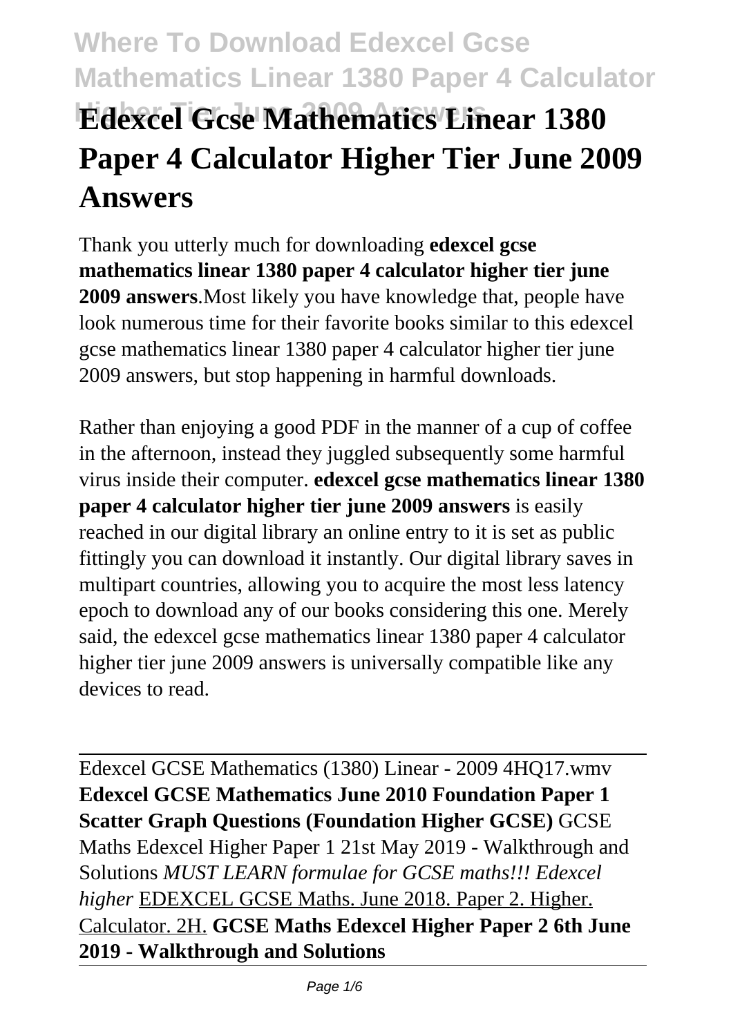# Edexcel Gcse Mathematics Linear 1380 Paper 4 Calculator Higher Tier June 2009 Answers

Thank you utterly much for downloading **edexcel gcse mathematics linear 1380 paper 4 calculator higher tier june 2009 answers**.Most likely you have knowledge that, people have look numerous time for their favorite books similar to this edexcel gcse mathematics linear 1380 paper 4 calculator higher tier june 2009 answers, but stop happening in harmful downloads.

Rather than enjoying a good PDF in the manner of a cup of coffee in the afternoon, instead they juggled subsequently some harmful virus inside their computer. **edexcel gcse mathematics linear 1380 paper 4 calculator higher tier june 2009 answers** is easily reached in our digital library an online entry to it is set as public fittingly you can download it instantly. Our digital library saves in multipart countries, allowing you to acquire the most less latency epoch to download any of our books considering this one. Merely said, the edexcel gcse mathematics linear 1380 paper 4 calculator higher tier june 2009 answers is universally compatible like any devices to read.

---

Edexcel GCSE Mathematics (1380) Linear - 2009 4HQ17.wmv **Edexcel GCSE Mathematics June 2010 Foundation Paper 1 Scatter Graph Questions (Foundation Higher GCSE)** GCSE Maths Edexcel Higher Paper 1 21st May 2019 - Walkthrough and Solutions *MUST LEARN formulae for GCSE maths!!! Edexcel higher* EDEXCEL GCSE Maths. June 2018. Paper 2. Higher. Calculator. 2H. **GCSE Maths Edexcel Higher Paper 2 6th June 2019 - Walkthrough and Solutions**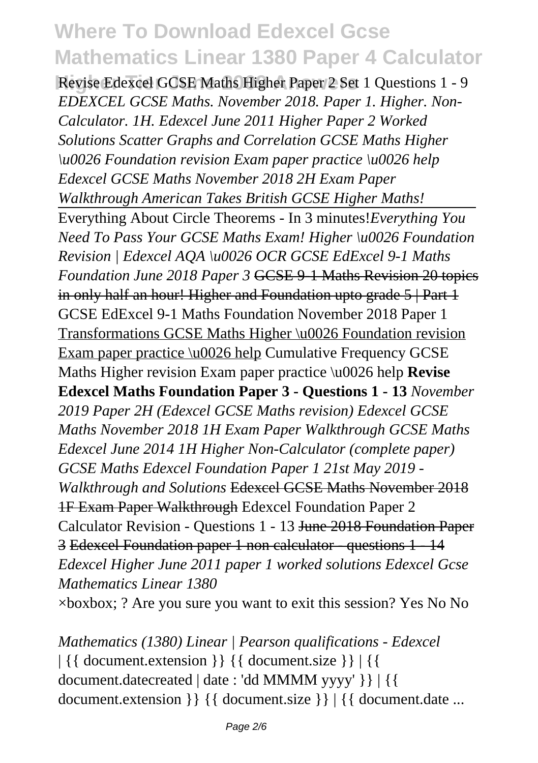Revise Edexcel GCSE Maths Higher Paper 2 Set 1 Questions 1 - 9 *EDEXCEL GCSE Maths. November 2018. Paper 1. Higher. Non-Calculator. 1H. Edexcel June 2011 Higher Paper 2 Worked Solutions Scatter Graphs and Correlation GCSE Maths Higher \u0026 Foundation revision Exam paper practice \u0026 help Edexcel GCSE Maths November 2018 2H Exam Paper Walkthrough American Takes British GCSE Higher Maths!*

Everything About Circle Theorems - In 3 minutes!*Everything You Need To Pass Your GCSE Maths Exam! Higher \u0026 Foundation Revision | Edexcel AQA \u0026 OCR GCSE EdExcel 9-1 Maths Foundation June 2018 Paper 3* ~~GCSE 9-1 Maths Revision 20 topics in only half an hour! Higher and Foundation upto grade 5 | Part 1~~ GCSE EdExcel 9-1 Maths Foundation November 2018 Paper 1 Transformations GCSE Maths Higher \u0026 Foundation revision Exam paper practice \u0026 help Cumulative Frequency GCSE Maths Higher revision Exam paper practice \u0026 help **Revise Edexcel Maths Foundation Paper 3 - Questions 1 - 13** *November 2019 Paper 2H (Edexcel GCSE Maths revision) Edexcel GCSE Maths November 2018 1H Exam Paper Walkthrough GCSE Maths Edexcel June 2014 1H Higher Non-Calculator (complete paper) GCSE Maths Edexcel Foundation Paper 1 21st May 2019 - Walkthrough and Solutions* ~~Edexcel GCSE Maths November 2018 1F Exam Paper Walkthrough~~ Edexcel Foundation Paper 2 Calculator Revision - Questions 1 - 13 ~~June 2018 Foundation Paper 3~~ ~~Edexcel Foundation paper 1 non calculator - questions 1 - 14~~ *Edexcel Higher June 2011 paper 1 worked solutions Edexcel Gcse Mathematics Linear 1380*

×boxbox; ? Are you sure you want to exit this session? Yes No No

*Mathematics (1380) Linear | Pearson qualifications - Edexcel*

| {{ document.extension }} {{ document.size }} | {{ document.datecreated | date : 'dd MMMM yyyy' }} | {{ document.extension }} {{ document.size }} | {{ document.date ...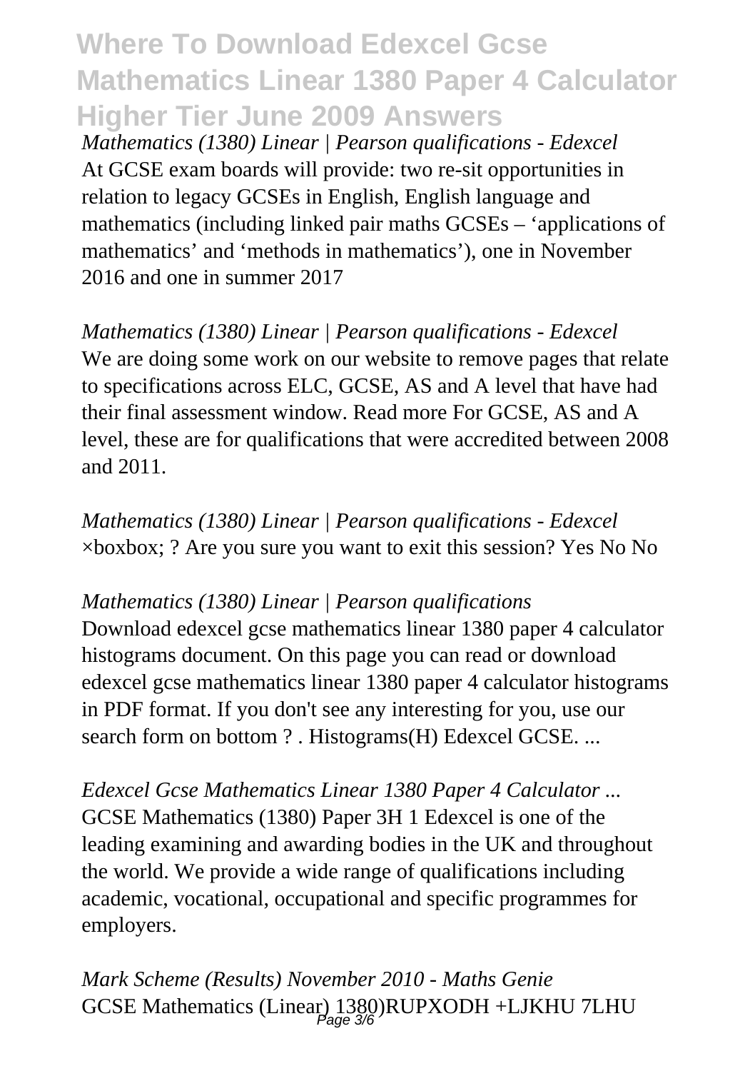*Mathematics (1380) Linear | Pearson qualifications - Edexcel*
At GCSE exam boards will provide: two re-sit opportunities in relation to legacy GCSEs in English, English language and mathematics (including linked pair maths GCSEs – 'applications of mathematics' and 'methods in mathematics'), one in November 2016 and one in summer 2017

*Mathematics (1380) Linear | Pearson qualifications - Edexcel*
We are doing some work on our website to remove pages that relate to specifications across ELC, GCSE, AS and A level that have had their final assessment window. Read more For GCSE, AS and A level, these are for qualifications that were accredited between 2008 and 2011.

*Mathematics (1380) Linear | Pearson qualifications - Edexcel*
×boxbox; ? Are you sure you want to exit this session? Yes No No

*Mathematics (1380) Linear | Pearson qualifications*
Download edexcel gcse mathematics linear 1380 paper 4 calculator histograms document. On this page you can read or download edexcel gcse mathematics linear 1380 paper 4 calculator histograms in PDF format. If you don't see any interesting for you, use our search form on bottom ? . Histograms(H) Edexcel GCSE. ...

*Edexcel Gcse Mathematics Linear 1380 Paper 4 Calculator ...*
GCSE Mathematics (1380) Paper 3H 1 Edexcel is one of the leading examining and awarding bodies in the UK and throughout the world. We provide a wide range of qualifications including academic, vocational, occupational and specific programmes for employers.

*Mark Scheme (Results) November 2010 - Maths Genie*
GCSE Mathematics (Linear) 1380)RUPXODH +LJKHU 7LHU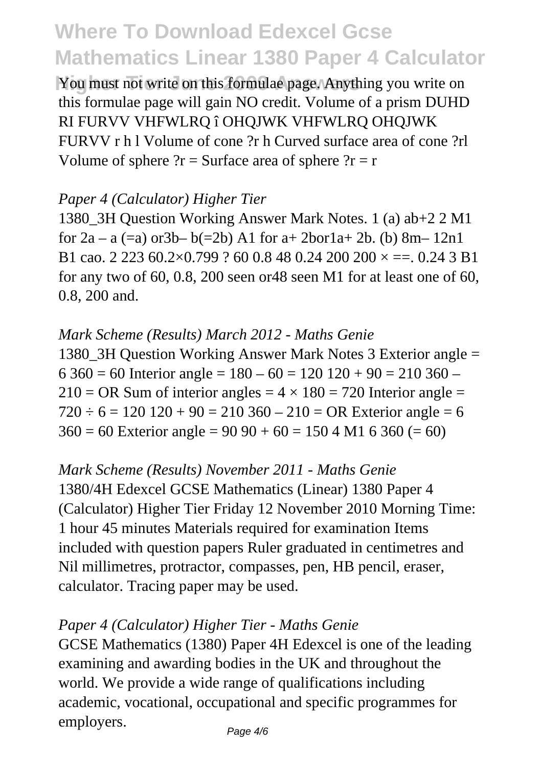You must not write on this formulae page. Anything you write on this formulae page will gain NO credit. Volume of a prism DUHD RI FURVV VHFWLRQ î OHQJWK VHFWLRQ OHQJWK FURVV r h l Volume of cone ?r h Curved surface area of cone ?rl Volume of sphere ?r = Surface area of sphere ?r = r

*Paper 4 (Calculator) Higher Tier*

1380_3H Question Working Answer Mark Notes. 1 (a) ab+2 2 M1 for 2a – a (=a) or3b– b(=2b) A1 for a+ 2bor1a+ 2b. (b) 8m– 12n1 B1 cao. 2 223 60.2×0.799 ? 60 0.8 48 0.24 200 200 × ==. 0.24 3 B1 for any two of 60, 0.8, 200 seen or48 seen M1 for at least one of 60, 0.8, 200 and.

*Mark Scheme (Results) March 2012 - Maths Genie*

1380_3H Question Working Answer Mark Notes 3 Exterior angle = 6 360 = 60 Interior angle = 180 – 60 = 120 120 + 90 = 210 360 – 210 = OR Sum of interior angles = 4 × 180 = 720 Interior angle = 720 ÷ 6 = 120 120 + 90 = 210 360 – 210 = OR Exterior angle = 6 360 = 60 Exterior angle = 90 90 + 60 = 150 4 M1 6 360 (= 60)

*Mark Scheme (Results) November 2011 - Maths Genie*

1380/4H Edexcel GCSE Mathematics (Linear) 1380 Paper 4 (Calculator) Higher Tier Friday 12 November 2010 Morning Time: 1 hour 45 minutes Materials required for examination Items included with question papers Ruler graduated in centimetres and Nil millimetres, protractor, compasses, pen, HB pencil, eraser, calculator. Tracing paper may be used.

*Paper 4 (Calculator) Higher Tier - Maths Genie*

GCSE Mathematics (1380) Paper 4H Edexcel is one of the leading examining and awarding bodies in the UK and throughout the world. We provide a wide range of qualifications including academic, vocational, occupational and specific programmes for employers.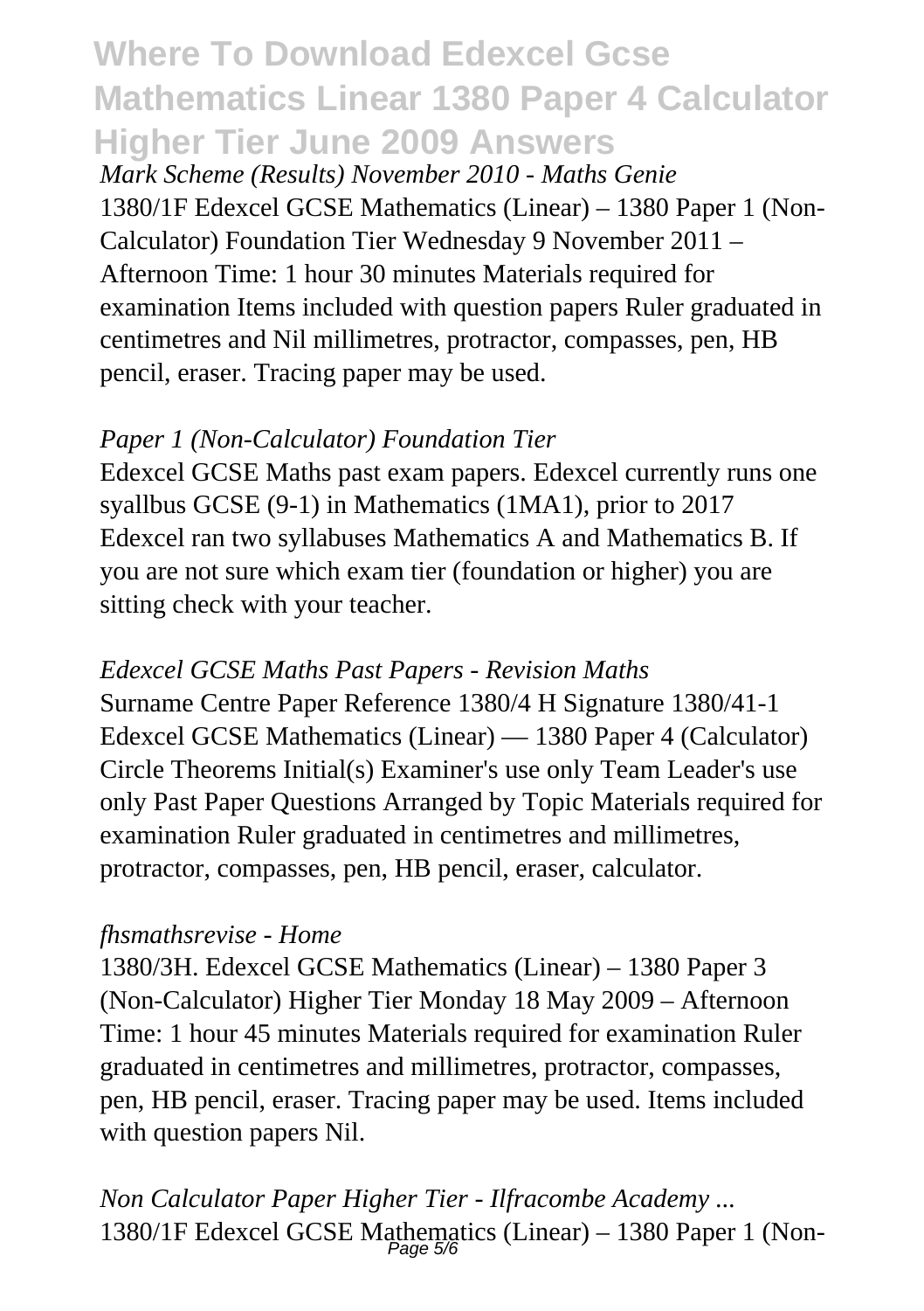*Mark Scheme (Results) November 2010 - Maths Genie*

1380/1F Edexcel GCSE Mathematics (Linear) – 1380 Paper 1 (Non-Calculator) Foundation Tier Wednesday 9 November 2011 – Afternoon Time: 1 hour 30 minutes Materials required for examination Items included with question papers Ruler graduated in centimetres and Nil millimetres, protractor, compasses, pen, HB pencil, eraser. Tracing paper may be used.

*Paper 1 (Non-Calculator) Foundation Tier*

Edexcel GCSE Maths past exam papers. Edexcel currently runs one syallbus GCSE (9-1) in Mathematics (1MA1), prior to 2017 Edexcel ran two syllabuses Mathematics A and Mathematics B. If you are not sure which exam tier (foundation or higher) you are sitting check with your teacher.

*Edexcel GCSE Maths Past Papers - Revision Maths*

Surname Centre Paper Reference 1380/4 H Signature 1380/41-1 Edexcel GCSE Mathematics (Linear) — 1380 Paper 4 (Calculator) Circle Theorems Initial(s) Examiner's use only Team Leader's use only Past Paper Questions Arranged by Topic Materials required for examination Ruler graduated in centimetres and millimetres, protractor, compasses, pen, HB pencil, eraser, calculator.

*fhsmathsrevise - Home*

1380/3H. Edexcel GCSE Mathematics (Linear) – 1380 Paper 3 (Non-Calculator) Higher Tier Monday 18 May 2009 – Afternoon Time: 1 hour 45 minutes Materials required for examination Ruler graduated in centimetres and millimetres, protractor, compasses, pen, HB pencil, eraser. Tracing paper may be used. Items included with question papers Nil.

*Non Calculator Paper Higher Tier - Ilfracombe Academy ...*

1380/1F Edexcel GCSE Mathematics (Linear) – 1380 Paper 1 (Non-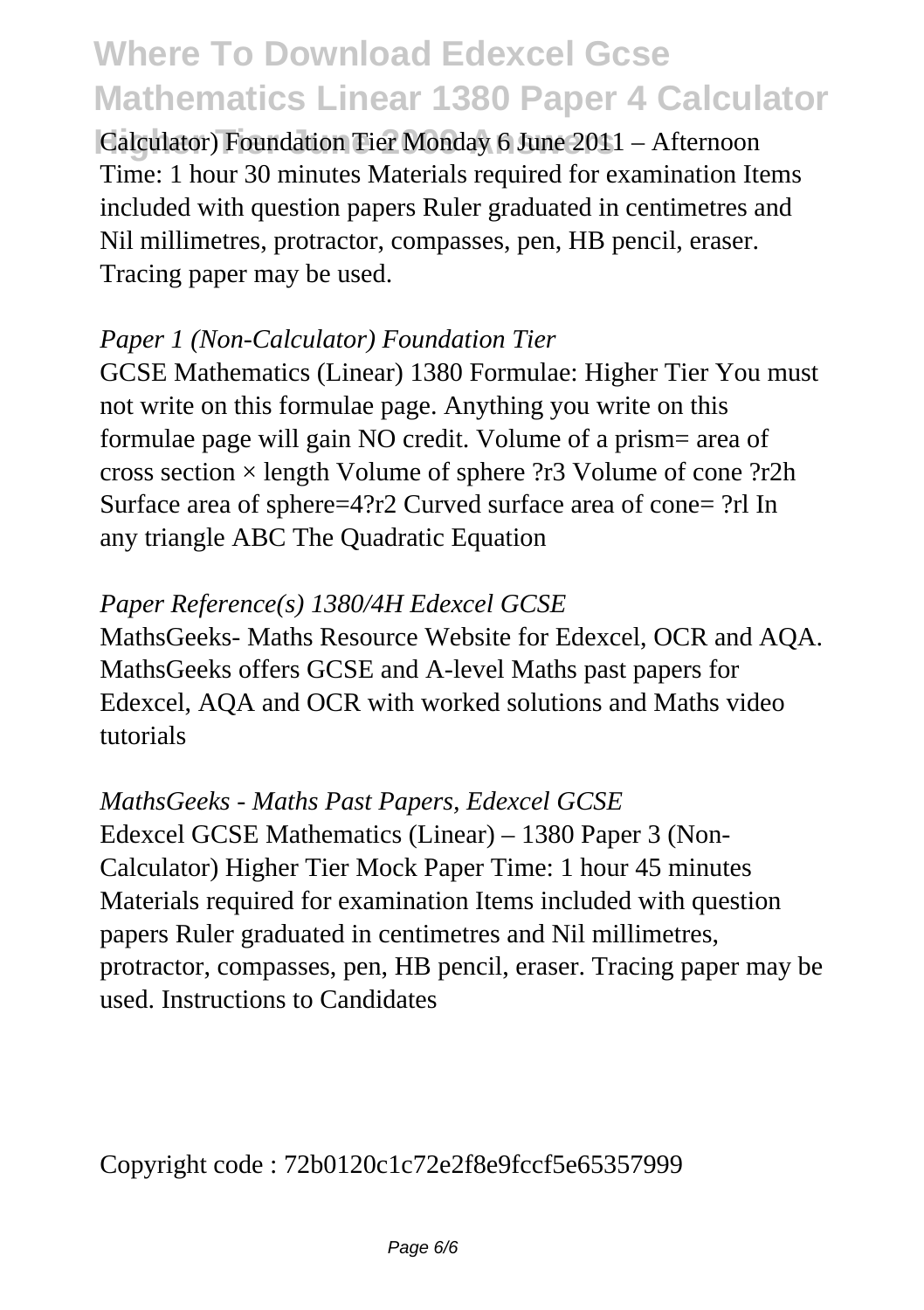Calculator) Foundation Tier Monday 6 June 2011 – Afternoon Time: 1 hour 30 minutes Materials required for examination Items included with question papers Ruler graduated in centimetres and Nil millimetres, protractor, compasses, pen, HB pencil, eraser. Tracing paper may be used.

*Paper 1 (Non-Calculator) Foundation Tier*

GCSE Mathematics (Linear) 1380 Formulae: Higher Tier You must not write on this formulae page. Anything you write on this formulae page will gain NO credit. Volume of a prism= area of cross section × length Volume of sphere ?r3 Volume of cone ?r2h Surface area of sphere=4?r2 Curved surface area of cone= ?rl In any triangle ABC The Quadratic Equation

*Paper Reference(s) 1380/4H Edexcel GCSE*

MathsGeeks- Maths Resource Website for Edexcel, OCR and AQA. MathsGeeks offers GCSE and A-level Maths past papers for Edexcel, AQA and OCR with worked solutions and Maths video tutorials

*MathsGeeks - Maths Past Papers, Edexcel GCSE*

Edexcel GCSE Mathematics (Linear) – 1380 Paper 3 (Non-Calculator) Higher Tier Mock Paper Time: 1 hour 45 minutes Materials required for examination Items included with question papers Ruler graduated in centimetres and Nil millimetres, protractor, compasses, pen, HB pencil, eraser. Tracing paper may be used. Instructions to Candidates

Copyright code : 72b0120c1c72e2f8e9fccf5e65357999